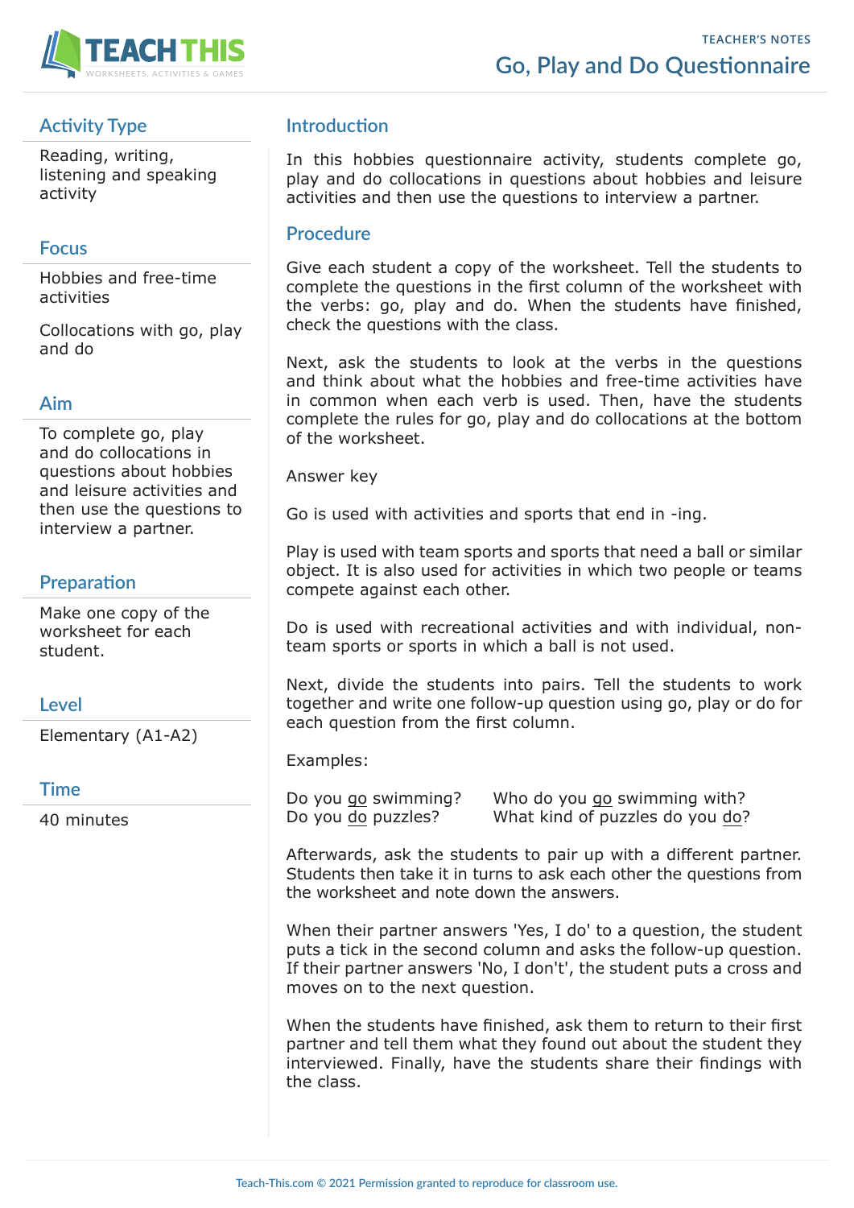TEACHER'S NOTES

# Go, Play and Do Questionnaire

## Activity Type

Reading, writing, listening and speaking activity

## Focus

Hobbies and free-time activities

Collocations with go, play and do

## Aim

To complete go, play and do collocations in questions about hobbies and leisure activities and then use the questions to interview a partner.

## Preparation

Make one copy of the worksheet for each student.

## Level

Elementary (A1-A2)

## Time

40 minutes

## Introduction

In this hobbies questionnaire activity, students complete go, play and do collocations in questions about hobbies and leisure activities and then use the questions to interview a partner.

## Procedure

Give each student a copy of the worksheet. Tell the students to complete the questions in the first column of the worksheet with the verbs: go, play and do. When the students have finished, check the questions with the class.

Next, ask the students to look at the verbs in the questions and think about what the hobbies and free-time activities have in common when each verb is used. Then, have the students complete the rules for go, play and do collocations at the bottom of the worksheet.

Answer key

Go is used with activities and sports that end in -ing.

Play is used with team sports and sports that need a ball or similar object. It is also used for activities in which two people or teams compete against each other.

Do is used with recreational activities and with individual, non-team sports or sports in which a ball is not used.

Next, divide the students into pairs. Tell the students to work together and write one follow-up question using go, play or do for each question from the first column.

Examples:

Do you <u>go</u> swimming? Who do you <u>go</u> swimming with?
Do you <u>do</u> puzzles? What kind of puzzles do you <u>do</u>?

Afterwards, ask the students to pair up with a different partner. Students then take it in turns to ask each other the questions from the worksheet and note down the answers.

When their partner answers 'Yes, I do' to a question, the student puts a tick in the second column and asks the follow-up question. If their partner answers 'No, I don't', the student puts a cross and moves on to the next question.

When the students have finished, ask them to return to their first partner and tell them what they found out about the student they interviewed. Finally, have the students share their findings with the class.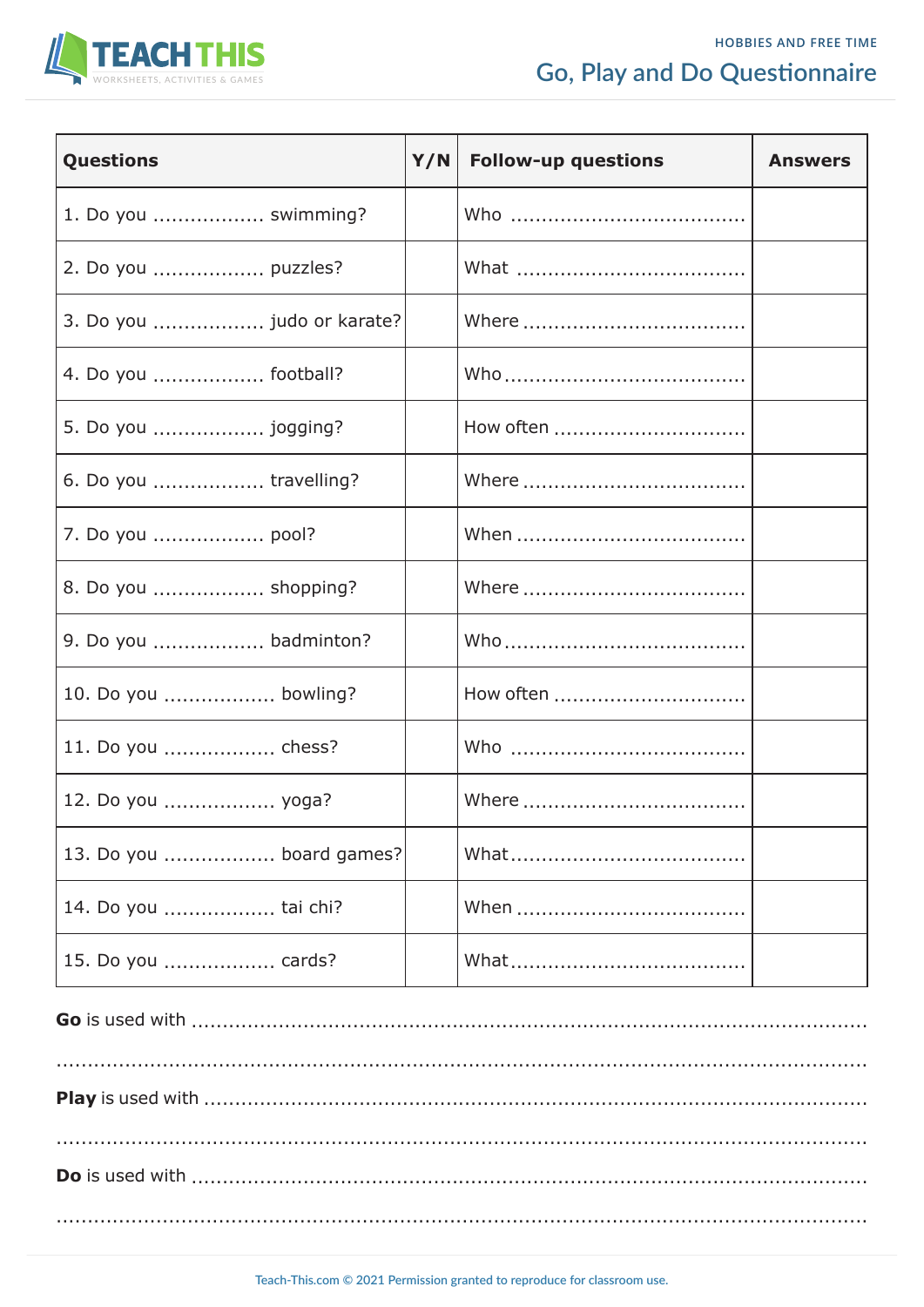# Go, Play and Do Questionnaire

| Questions | Y/N | Follow-up questions | Answers |
|---|---|---|---|
| 1. Do you .................. swimming? | | Who ...................................... | |
| 2. Do you .................. puzzles? | | What .................................... | |
| 3. Do you .................. judo or karate? | | Where ................................... | |
| 4. Do you .................. football? | | Who...................................... | |
| 5. Do you .................. jogging? | | How often ............................... | |
| 6. Do you .................. travelling? | | Where ................................... | |
| 7. Do you .................. pool? | | When .................................... | |
| 8. Do you .................. shopping? | | Where ................................... | |
| 9. Do you .................. badminton? | | Who...................................... | |
| 10. Do you .................. bowling? | | How often ............................... | |
| 11. Do you .................. chess? | | Who ...................................... | |
| 12. Do you .................. yoga? | | Where ................................... | |
| 13. Do you .................. board games? | | What..................................... | |
| 14. Do you .................. tai chi? | | When .................................... | |
| 15. Do you .................. cards? | | What..................................... | |

**Go** is used with ..........................................................................................................

..........................................................................................................................................

**Play** is used with ........................................................................................................

..........................................................................................................................................

**Do** is used with ..........................................................................................................

..........................................................................................................................................

Teach-This.com © 2021 Permission granted to reproduce for classroom use.